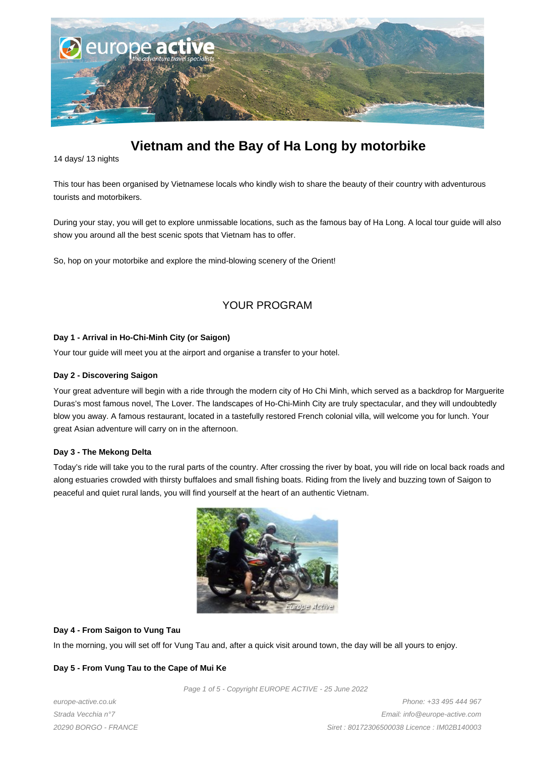# Vietnam and the Bay of Ha Long by motorbike

14 days/ 13 nights

This tour has been organised by Vietnamese locals who kindly wish to share the beauty of their country with adventurous tourists and motorbikers.

During your stay, you will get to explore unmissable locations, such as the famous bay of Ha Long. A local tour guide will also show you around all the best scenic spots that Vietnam has to offer.

So, hop on your motorbike and explore the mind-blowing scenery of the Orient!

## YOUR PROGRAM

### Day 1 - Arrival in Ho-Chi-Minh City (or Saigon)

Your tour guide will meet you at the airport and organise a transfer to your hotel.

### Day 2 - Discovering Saigon

Your great adventure will begin with a ride through the modern city of Ho Chi Minh, which served as a backdrop for Marguerite Duras's most famous novel, The Lover. The landscapes of Ho-Chi-Minh City are truly spectacular, and they will undoubtedly blow you away. A famous restaurant, located in a tastefully restored French colonial villa, will welcome you for lunch. Your great Asian adventure will carry on in the afternoon.

### Day 3 - The Mekong Delta

Today's ride will take you to the rural parts of the country. After crossing the river by boat, you will ride on local back roads and along estuaries crowded with thirsty buffaloes and small fishing boats. Riding from the lively and buzzing town of Saigon to peaceful and quiet rural lands, you will find yourself at the heart of an authentic Vietnam.

### Day 4 - From Saigon to Vung Tau

In the morning, you will set off for Vung Tau and, after a quick visit around town, the day will be all yours to enjoy.

### Day 5 - From Vung Tau to the Cape of Mui Ke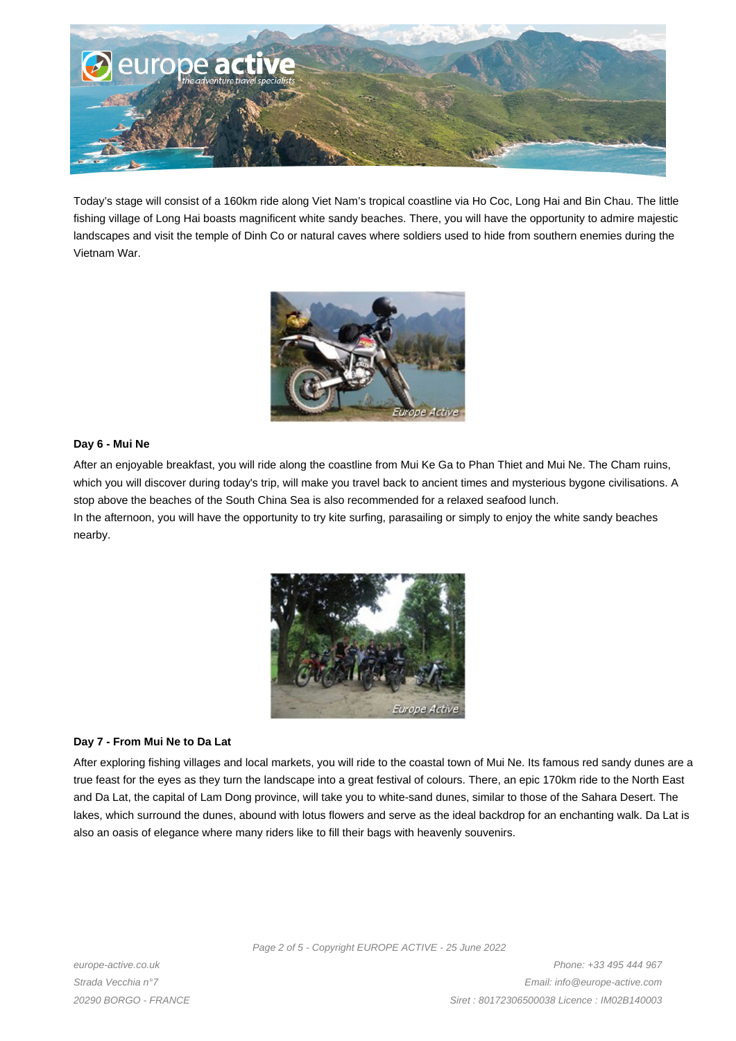Today's stage will consist of a 160km ride along Viet Nam's tropical coastline via Ho Coc, Long Hai and Bin Chau. The little fishing village of Long Hai boasts magnificent white sandy beaches. There, you will have the opportunity to admire majestic landscapes and visit the temple of Dinh Co or natural caves where soldiers used to hide from southern enemies during the Vietnam War.

**Day 6 - Mui Ne**

After an enjoyable breakfast, you will ride along the coastline from Mui Ke Ga to Phan Thiet and Mui Ne. The Cham ruins, which you will discover during today's trip, will make you travel back to ancient times and mysterious bygone civilisations. A stop above the beaches of the South China Sea is also recommended for a relaxed seafood lunch.
In the afternoon, you will have the opportunity to try kite surfing, parasailing or simply to enjoy the white sandy beaches nearby.

**Day 7 - From Mui Ne to Da Lat**

After exploring fishing villages and local markets, you will ride to the coastal town of Mui Ne. Its famous red sandy dunes are a true feast for the eyes as they turn the landscape into a great festival of colours. There, an epic 170km ride to the North East and Da Lat, the capital of Lam Dong province, will take you to white-sand dunes, similar to those of the Sahara Desert. The lakes, which surround the dunes, abound with lotus flowers and serve as the ideal backdrop for an enchanting walk. Da Lat is also an oasis of elegance where many riders like to fill their bags with heavenly souvenirs.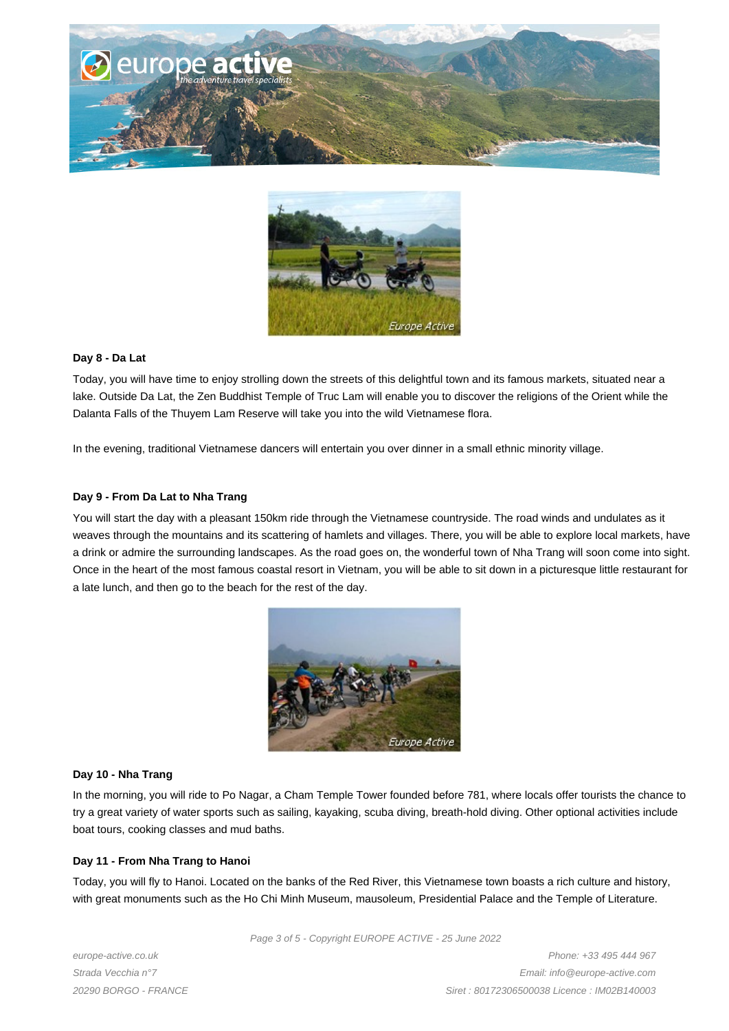**Day 8 - Da Lat**

Today, you will have time to enjoy strolling down the streets of this delightful town and its famous markets, situated near a lake. Outside Da Lat, the Zen Buddhist Temple of Truc Lam will enable you to discover the religions of the Orient while the Dalanta Falls of the Thuyem Lam Reserve will take you into the wild Vietnamese flora.

In the evening, traditional Vietnamese dancers will entertain you over dinner in a small ethnic minority village.

**Day 9 - From Da Lat to Nha Trang**

You will start the day with a pleasant 150km ride through the Vietnamese countryside. The road winds and undulates as it weaves through the mountains and its scattering of hamlets and villages. There, you will be able to explore local markets, have a drink or admire the surrounding landscapes. As the road goes on, the wonderful town of Nha Trang will soon come into sight. Once in the heart of the most famous coastal resort in Vietnam, you will be able to sit down in a picturesque little restaurant for a late lunch, and then go to the beach for the rest of the day.

**Day 10 - Nha Trang**

In the morning, you will ride to Po Nagar, a Cham Temple Tower founded before 781, where locals offer tourists the chance to try a great variety of water sports such as sailing, kayaking, scuba diving, breath-hold diving. Other optional activities include boat tours, cooking classes and mud baths.

**Day 11 - From Nha Trang to Hanoi**

Today, you will fly to Hanoi. Located on the banks of the Red River, this Vietnamese town boasts a rich culture and history, with great monuments such as the Ho Chi Minh Museum, mausoleum, Presidential Palace and the Temple of Literature.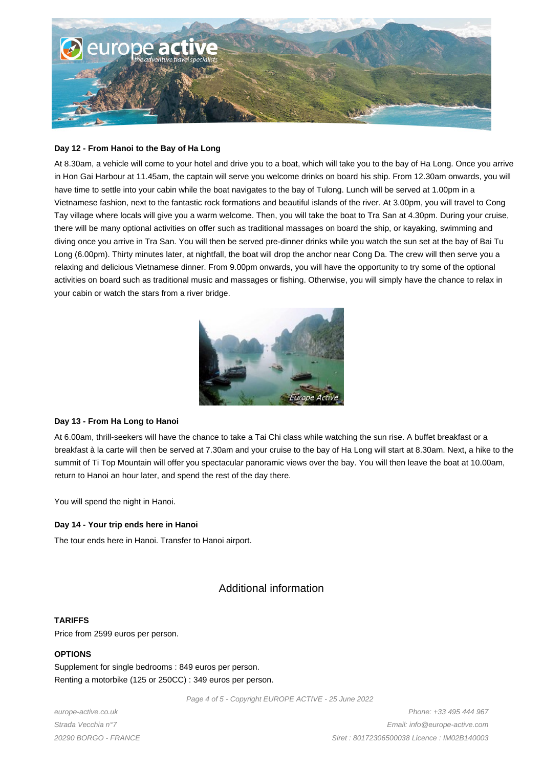**Day 12 - From Hanoi to the Bay of Ha Long**

At 8.30am, a vehicle will come to your hotel and drive you to a boat, which will take you to the bay of Ha Long. Once you arrive in Hon Gai Harbour at 11.45am, the captain will serve you welcome drinks on board his ship. From 12.30am onwards, you will have time to settle into your cabin while the boat navigates to the bay of Tulong. Lunch will be served at 1.00pm in a Vietnamese fashion, next to the fantastic rock formations and beautiful islands of the river. At 3.00pm, you will travel to Cong Tay village where locals will give you a warm welcome. Then, you will take the boat to Tra San at 4.30pm. During your cruise, there will be many optional activities on offer such as traditional massages on board the ship, or kayaking, swimming and diving once you arrive in Tra San. You will then be served pre-dinner drinks while you watch the sun set at the bay of Bai Tu Long (6.00pm). Thirty minutes later, at nightfall, the boat will drop the anchor near Cong Da. The crew will then serve you a relaxing and delicious Vietnamese dinner. From 9.00pm onwards, you will have the opportunity to try some of the optional activities on board such as traditional music and massages or fishing. Otherwise, you will simply have the chance to relax in your cabin or watch the stars from a river bridge.

**Day 13 - From Ha Long to Hanoi**

At 6.00am, thrill-seekers will have the chance to take a Tai Chi class while watching the sun rise. A buffet breakfast or a breakfast à la carte will then be served at 7.30am and your cruise to the bay of Ha Long will start at 8.30am. Next, a hike to the summit of Ti Top Mountain will offer you spectacular panoramic views over the bay. You will then leave the boat at 10.00am, return to Hanoi an hour later, and spend the rest of the day there.

You will spend the night in Hanoi.

**Day 14 - Your trip ends here in Hanoi**

The tour ends here in Hanoi. Transfer to Hanoi airport.

## Additional information

**TARIFFS**

Price from 2599 euros per person.

**OPTIONS**

Supplement for single bedrooms : 849 euros per person.
Renting a motorbike (125 or 250CC) : 349 euros per person.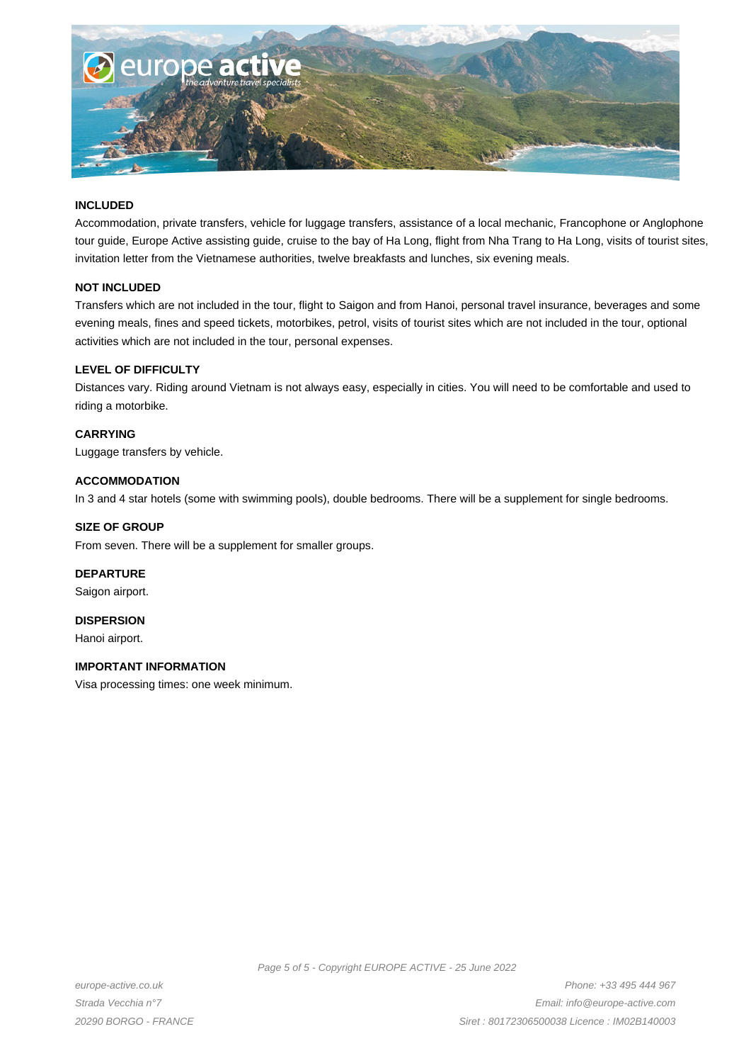### INCLUDED

Accommodation, private transfers, vehicle for luggage transfers, assistance of a local mechanic, Francophone or Anglophone tour guide, Europe Active assisting guide, cruise to the bay of Ha Long, flight from Nha Trang to Ha Long, visits of tourist sites, invitation letter from the Vietnamese authorities, twelve breakfasts and lunches, six evening meals.

### NOT INCLUDED

Transfers which are not included in the tour, flight to Saigon and from Hanoi, personal travel insurance, beverages and some evening meals, fines and speed tickets, motorbikes, petrol, visits of tourist sites which are not included in the tour, optional activities which are not included in the tour, personal expenses.

### LEVEL OF DIFFICULTY

Distances vary. Riding around Vietnam is not always easy, especially in cities. You will need to be comfortable and used to riding a motorbike.

### CARRYING

Luggage transfers by vehicle.

### ACCOMMODATION

In 3 and 4 star hotels (some with swimming pools), double bedrooms. There will be a supplement for single bedrooms.

### SIZE OF GROUP

From seven. There will be a supplement for smaller groups.

### DEPARTURE

Saigon airport.

### DISPERSION

Hanoi airport.

### IMPORTANT INFORMATION

Visa processing times: one week minimum.